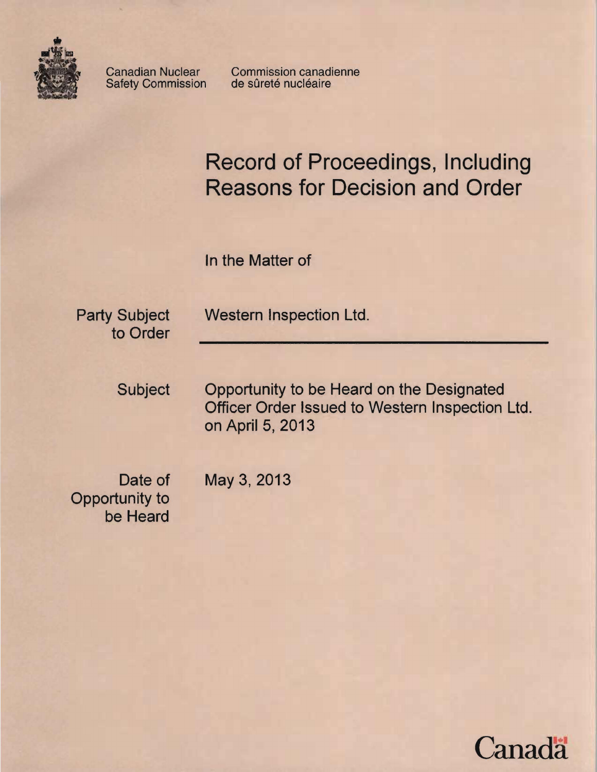Canadian Nuclear Safety Commission

Commission canadienne de sûreté nucléaire

# Record of Proceedings, Including Reasons for Decision and Order

In the Matter of

| | |
|---|---|
| Party Subject to Order | Western Inspection Ltd. |
| Subject | Opportunity to be Heard on the Designated Officer Order Issued to Western Inspection Ltd. on April 5, 2013 |
| Date of Opportunity to be Heard | May 3, 2013 |

Canada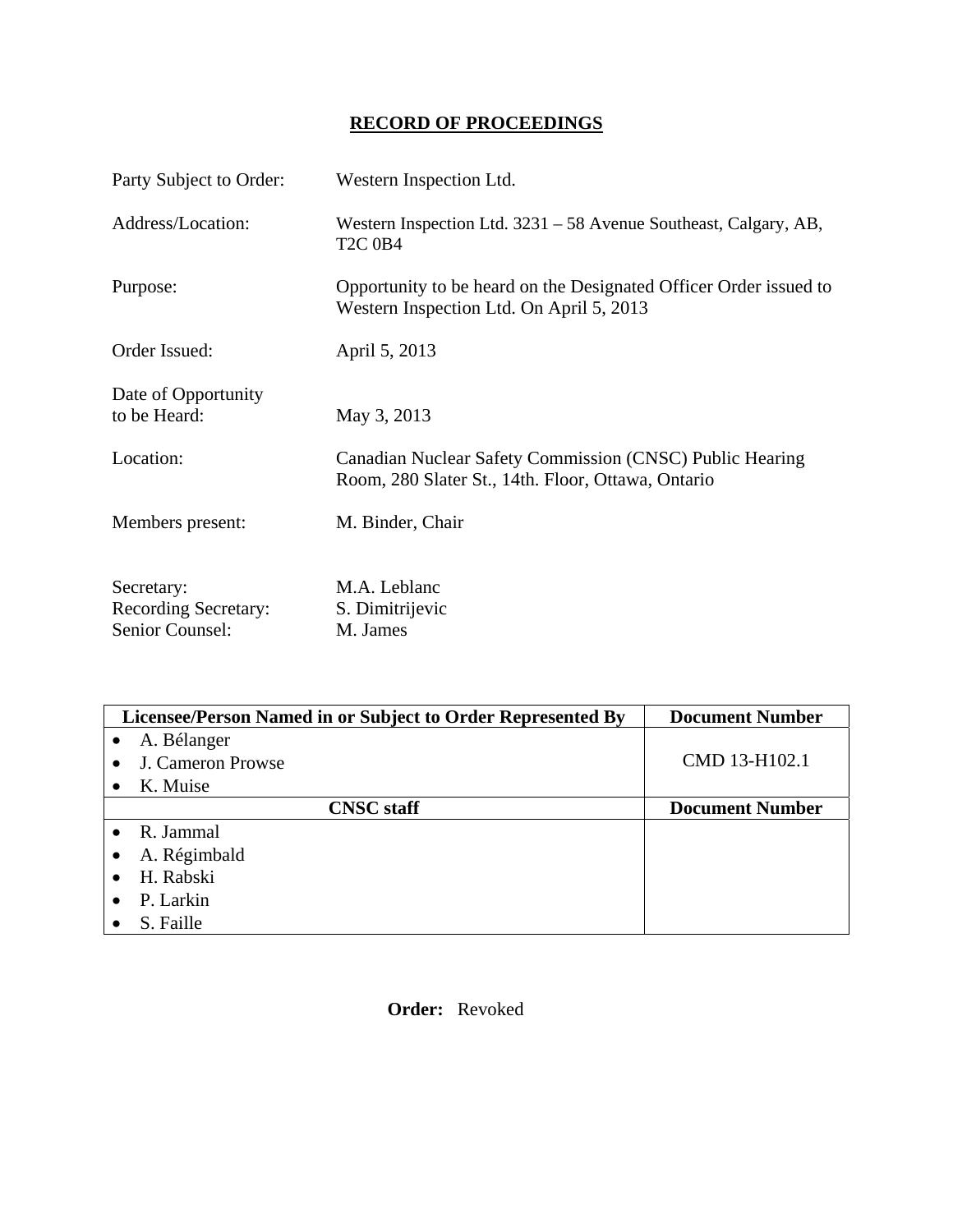# RECORD OF PROCEEDINGS

Party Subject to Order: Western Inspection Ltd.

Address/Location: Western Inspection Ltd. 3231 – 58 Avenue Southeast, Calgary, AB, T2C 0B4

Purpose: Opportunity to be heard on the Designated Officer Order issued to Western Inspection Ltd. On April 5, 2013

Order Issued: April 5, 2013

Date of Opportunity to be Heard: May 3, 2013

Location: Canadian Nuclear Safety Commission (CNSC) Public Hearing Room, 280 Slater St., 14th. Floor, Ottawa, Ontario

Members present: M. Binder, Chair

Secretary: M.A. Leblanc
Recording Secretary: S. Dimitrijevic
Senior Counsel: M. James

| Licensee/Person Named in or Subject to Order Represented By | Document Number |
|---|---|
| • A. Bélanger<br>• J. Cameron Prowse<br>• K. Muise | CMD 13-H102.1 |
| **CNSC staff** | **Document Number** |
| • R. Jammal<br>• A. Régimbald<br>• H. Rabski<br>• P. Larkin<br>• S. Faille | |

**Order:** Revoked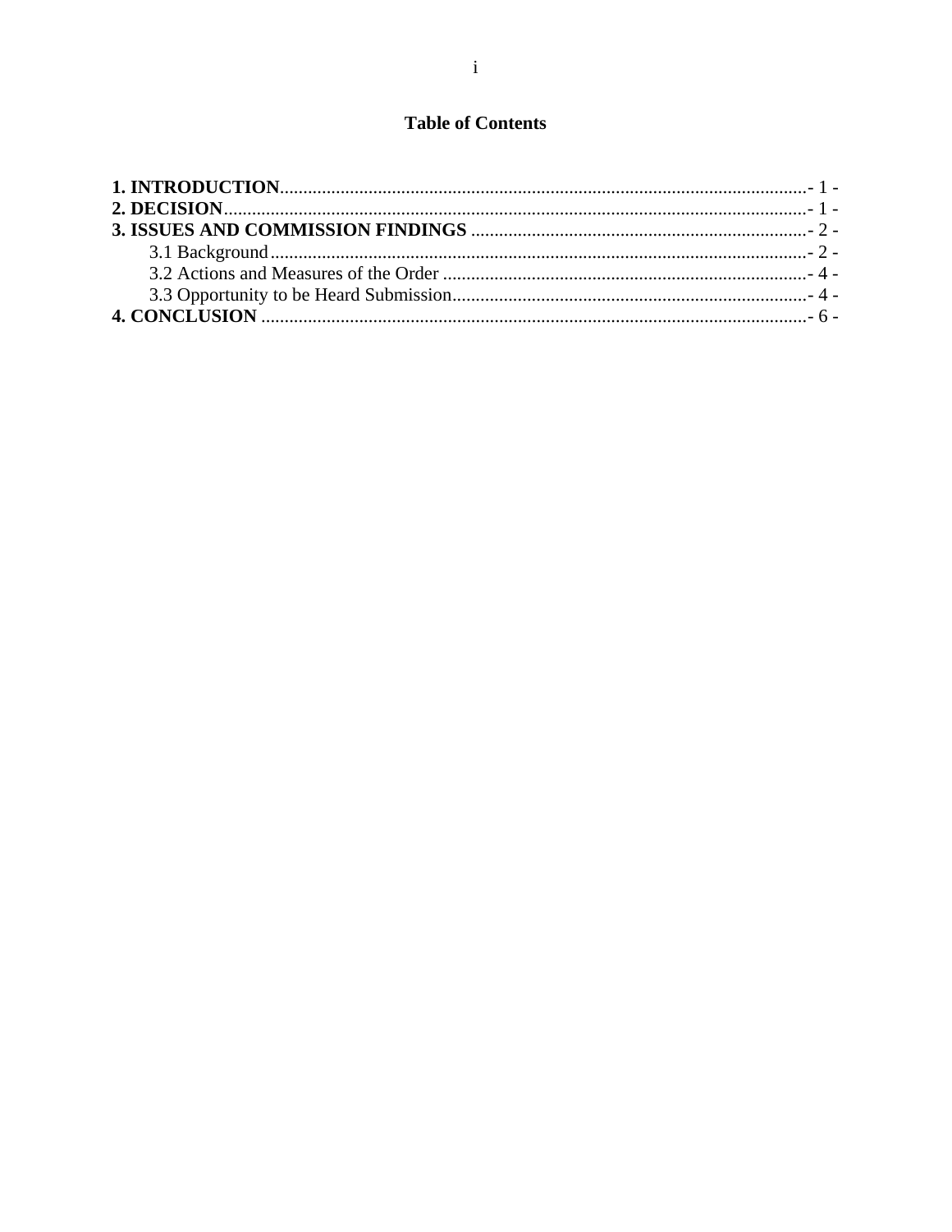## Table of Contents

**1. INTRODUCTION**................................................................................................................- 1 -
**2. DECISION**............................................................................................................................- 1 -
**3. ISSUES AND COMMISSION FINDINGS** ........................................................................- 2 -
    3.1 Background....................................................................................................................- 2 -
    3.2 Actions and Measures of the Order ..............................................................................- 4 -
    3.3 Opportunity to be Heard Submission............................................................................- 4 -
**4. CONCLUSION** .....................................................................................................................- 6 -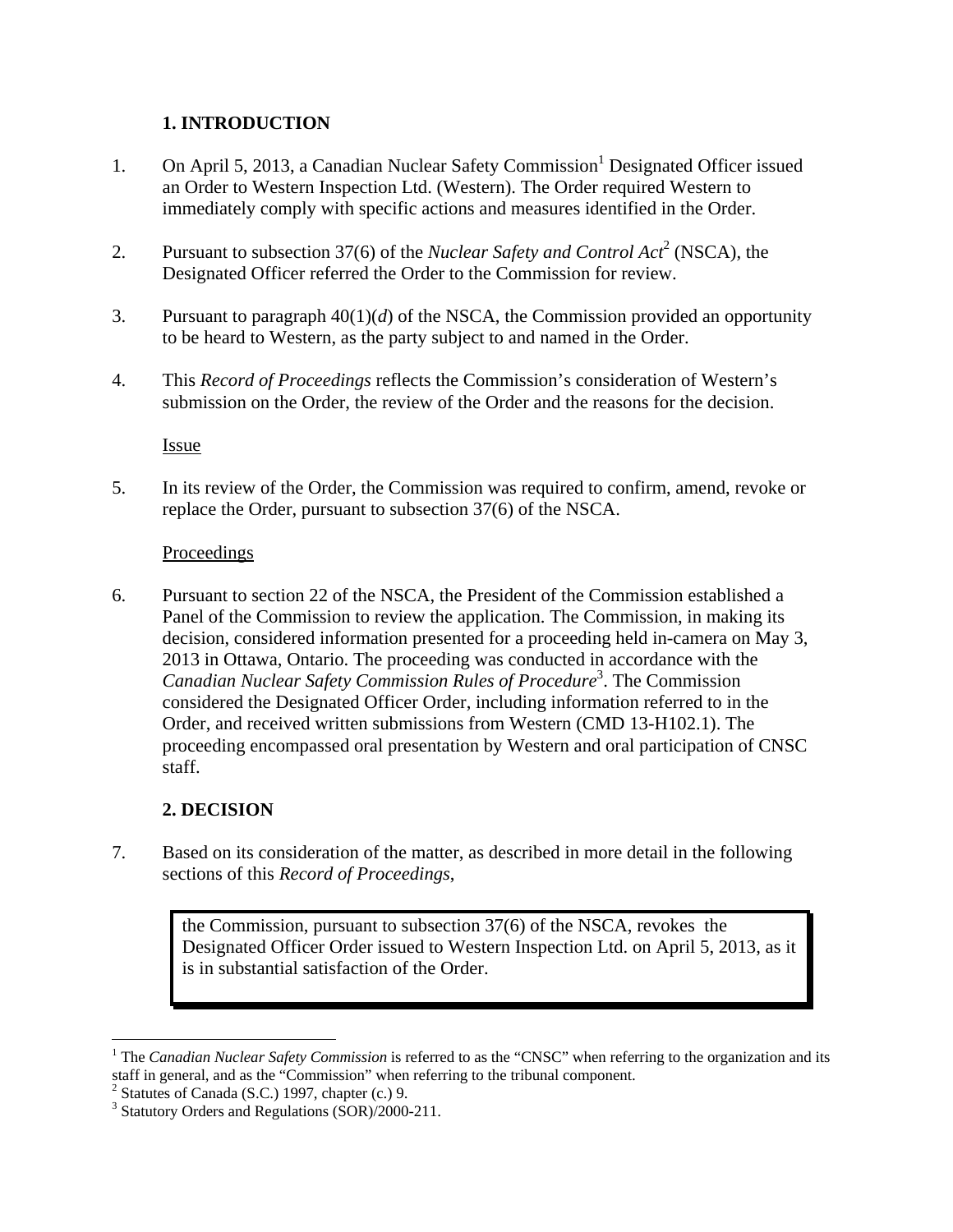## 1. INTRODUCTION

1. On April 5, 2013, a Canadian Nuclear Safety Commission[1] Designated Officer issued an Order to Western Inspection Ltd. (Western). The Order required Western to immediately comply with specific actions and measures identified in the Order.

2. Pursuant to subsection 37(6) of the *Nuclear Safety and Control Act*[2] (NSCA), the Designated Officer referred the Order to the Commission for review.

3. Pursuant to paragraph 40(1)(*d*) of the NSCA, the Commission provided an opportunity to be heard to Western, as the party subject to and named in the Order.

4. This *Record of Proceedings* reflects the Commission's consideration of Western's submission on the Order, the review of the Order and the reasons for the decision.

Issue

5. In its review of the Order, the Commission was required to confirm, amend, revoke or replace the Order, pursuant to subsection 37(6) of the NSCA.

Proceedings

6. Pursuant to section 22 of the NSCA, the President of the Commission established a Panel of the Commission to review the application. The Commission, in making its decision, considered information presented for a proceeding held in-camera on May 3, 2013 in Ottawa, Ontario. The proceeding was conducted in accordance with the *Canadian Nuclear Safety Commission Rules of Procedure*[3]. The Commission considered the Designated Officer Order, including information referred to in the Order, and received written submissions from Western (CMD 13-H102.1). The proceeding encompassed oral presentation by Western and oral participation of CNSC staff.

## 2. DECISION

7. Based on its consideration of the matter, as described in more detail in the following sections of this *Record of Proceedings*,

> the Commission, pursuant to subsection 37(6) of the NSCA, revokes the Designated Officer Order issued to Western Inspection Ltd. on April 5, 2013, as it is in substantial satisfaction of the Order.

---

[1] The *Canadian Nuclear Safety Commission* is referred to as the "CNSC" when referring to the organization and its staff in general, and as the "Commission" when referring to the tribunal component.

[2] Statutes of Canada (S.C.) 1997, chapter (c.) 9.

[3] Statutory Orders and Regulations (SOR)/2000-211.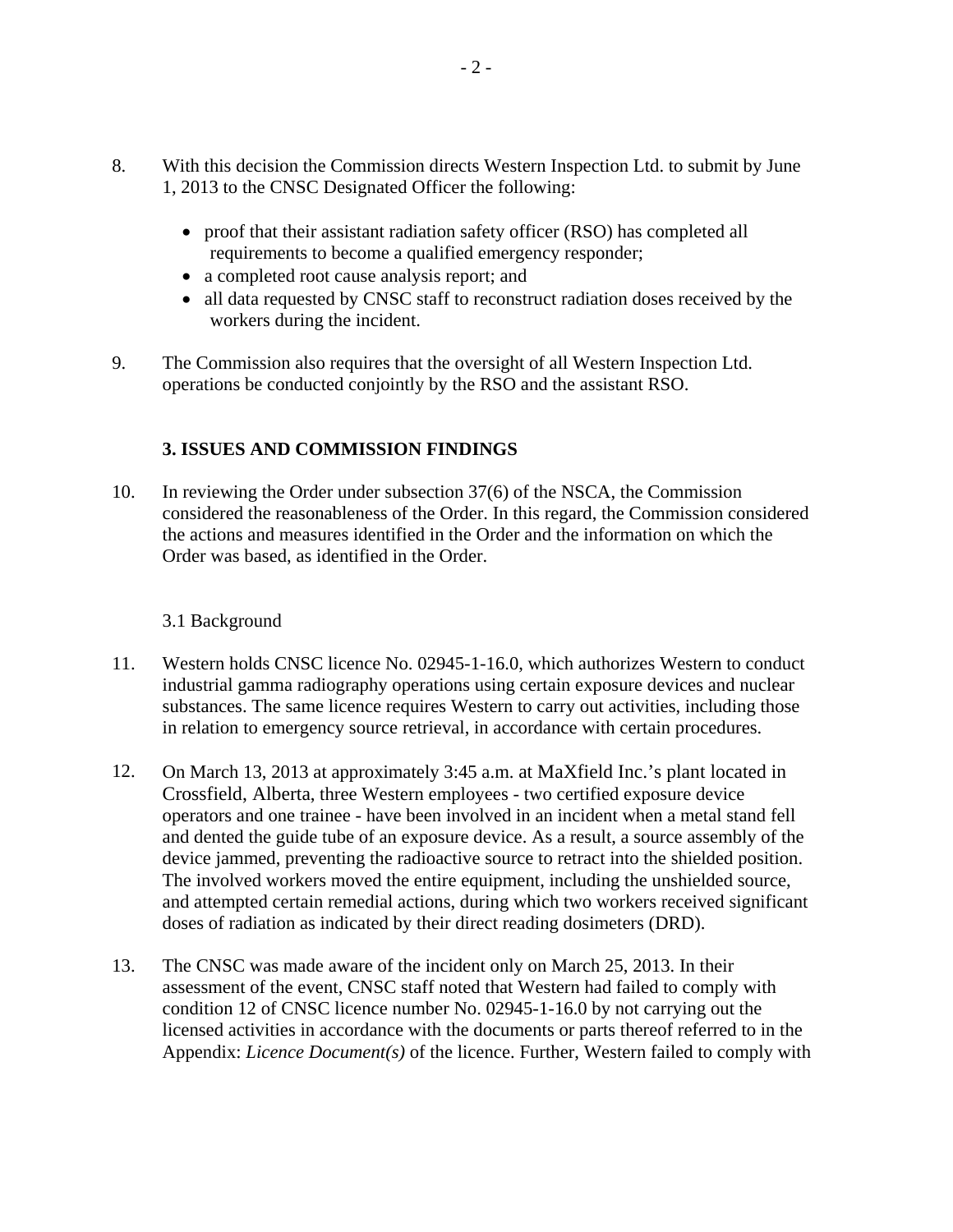8. With this decision the Commission directs Western Inspection Ltd. to submit by June 1, 2013 to the CNSC Designated Officer the following:

   - proof that their assistant radiation safety officer (RSO) has completed all requirements to become a qualified emergency responder;
   - a completed root cause analysis report; and
   - all data requested by CNSC staff to reconstruct radiation doses received by the workers during the incident.

9. The Commission also requires that the oversight of all Western Inspection Ltd. operations be conducted conjointly by the RSO and the assistant RSO.

## 3. ISSUES AND COMMISSION FINDINGS

10. In reviewing the Order under subsection 37(6) of the NSCA, the Commission considered the reasonableness of the Order. In this regard, the Commission considered the actions and measures identified in the Order and the information on which the Order was based, as identified in the Order.

### 3.1 Background

11. Western holds CNSC licence No. 02945-1-16.0, which authorizes Western to conduct industrial gamma radiography operations using certain exposure devices and nuclear substances. The same licence requires Western to carry out activities, including those in relation to emergency source retrieval, in accordance with certain procedures.

12. On March 13, 2013 at approximately 3:45 a.m. at MaXfield Inc.'s plant located in Crossfield, Alberta, three Western employees - two certified exposure device operators and one trainee - have been involved in an incident when a metal stand fell and dented the guide tube of an exposure device. As a result, a source assembly of the device jammed, preventing the radioactive source to retract into the shielded position. The involved workers moved the entire equipment, including the unshielded source, and attempted certain remedial actions, during which two workers received significant doses of radiation as indicated by their direct reading dosimeters (DRD).

13. The CNSC was made aware of the incident only on March 25, 2013. In their assessment of the event, CNSC staff noted that Western had failed to comply with condition 12 of CNSC licence number No. 02945-1-16.0 by not carrying out the licensed activities in accordance with the documents or parts thereof referred to in the Appendix: *Licence Document(s)* of the licence. Further, Western failed to comply with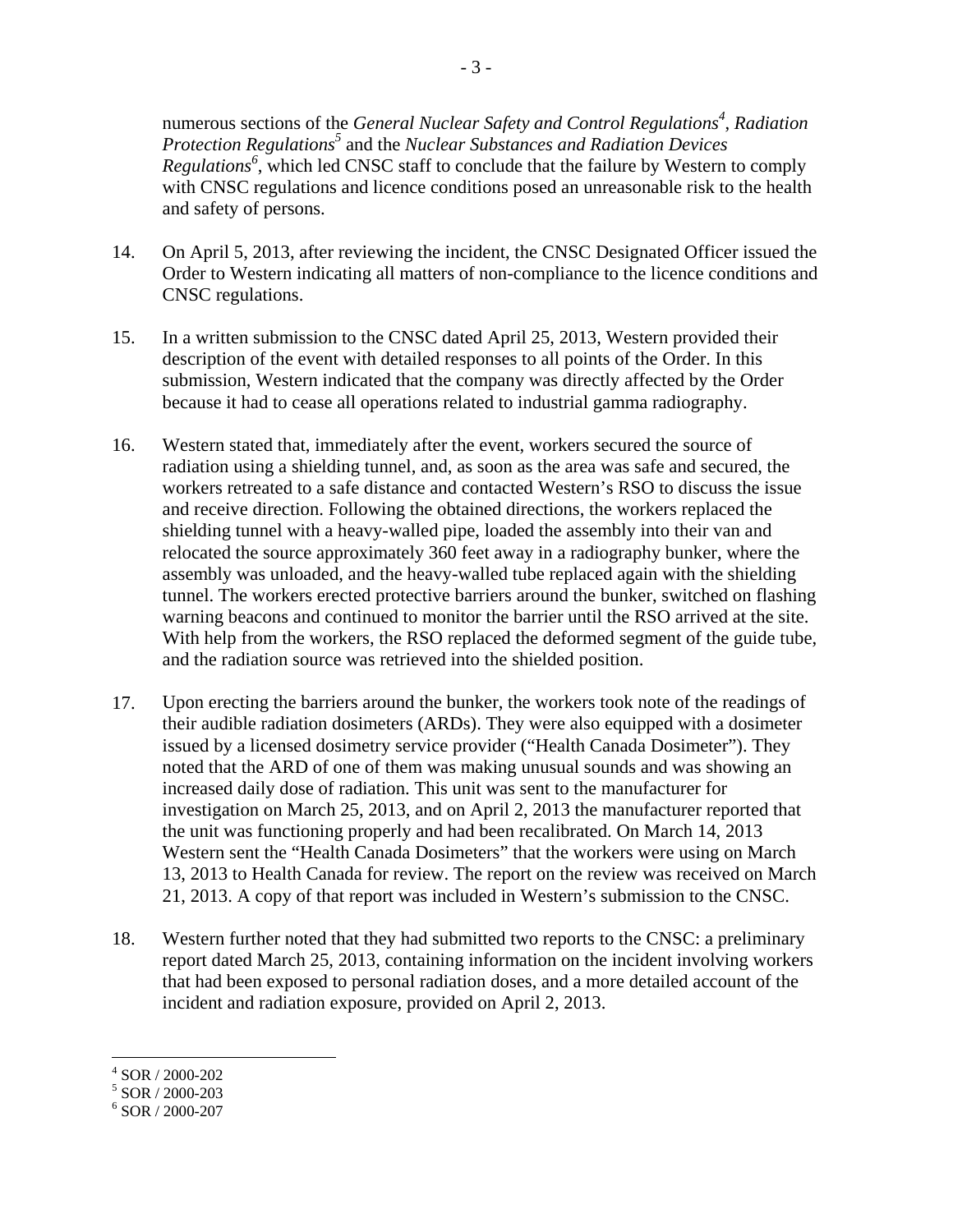numerous sections of the *General Nuclear Safety and Control Regulations*[4], *Radiation Protection Regulations*[5] and the *Nuclear Substances and Radiation Devices Regulations*[6], which led CNSC staff to conclude that the failure by Western to comply with CNSC regulations and licence conditions posed an unreasonable risk to the health and safety of persons.

14. On April 5, 2013, after reviewing the incident, the CNSC Designated Officer issued the Order to Western indicating all matters of non-compliance to the licence conditions and CNSC regulations.

15. In a written submission to the CNSC dated April 25, 2013, Western provided their description of the event with detailed responses to all points of the Order. In this submission, Western indicated that the company was directly affected by the Order because it had to cease all operations related to industrial gamma radiography.

16. Western stated that, immediately after the event, workers secured the source of radiation using a shielding tunnel, and, as soon as the area was safe and secured, the workers retreated to a safe distance and contacted Western's RSO to discuss the issue and receive direction. Following the obtained directions, the workers replaced the shielding tunnel with a heavy-walled pipe, loaded the assembly into their van and relocated the source approximately 360 feet away in a radiography bunker, where the assembly was unloaded, and the heavy-walled tube replaced again with the shielding tunnel. The workers erected protective barriers around the bunker, switched on flashing warning beacons and continued to monitor the barrier until the RSO arrived at the site. With help from the workers, the RSO replaced the deformed segment of the guide tube, and the radiation source was retrieved into the shielded position.

17. Upon erecting the barriers around the bunker, the workers took note of the readings of their audible radiation dosimeters (ARDs). They were also equipped with a dosimeter issued by a licensed dosimetry service provider ("Health Canada Dosimeter"). They noted that the ARD of one of them was making unusual sounds and was showing an increased daily dose of radiation. This unit was sent to the manufacturer for investigation on March 25, 2013, and on April 2, 2013 the manufacturer reported that the unit was functioning properly and had been recalibrated. On March 14, 2013 Western sent the "Health Canada Dosimeters" that the workers were using on March 13, 2013 to Health Canada for review. The report on the review was received on March 21, 2013. A copy of that report was included in Western's submission to the CNSC.

18. Western further noted that they had submitted two reports to the CNSC: a preliminary report dated March 25, 2013, containing information on the incident involving workers that had been exposed to personal radiation doses, and a more detailed account of the incident and radiation exposure, provided on April 2, 2013.

---

[4] SOR / 2000-202

[5] SOR / 2000-203

[6] SOR / 2000-207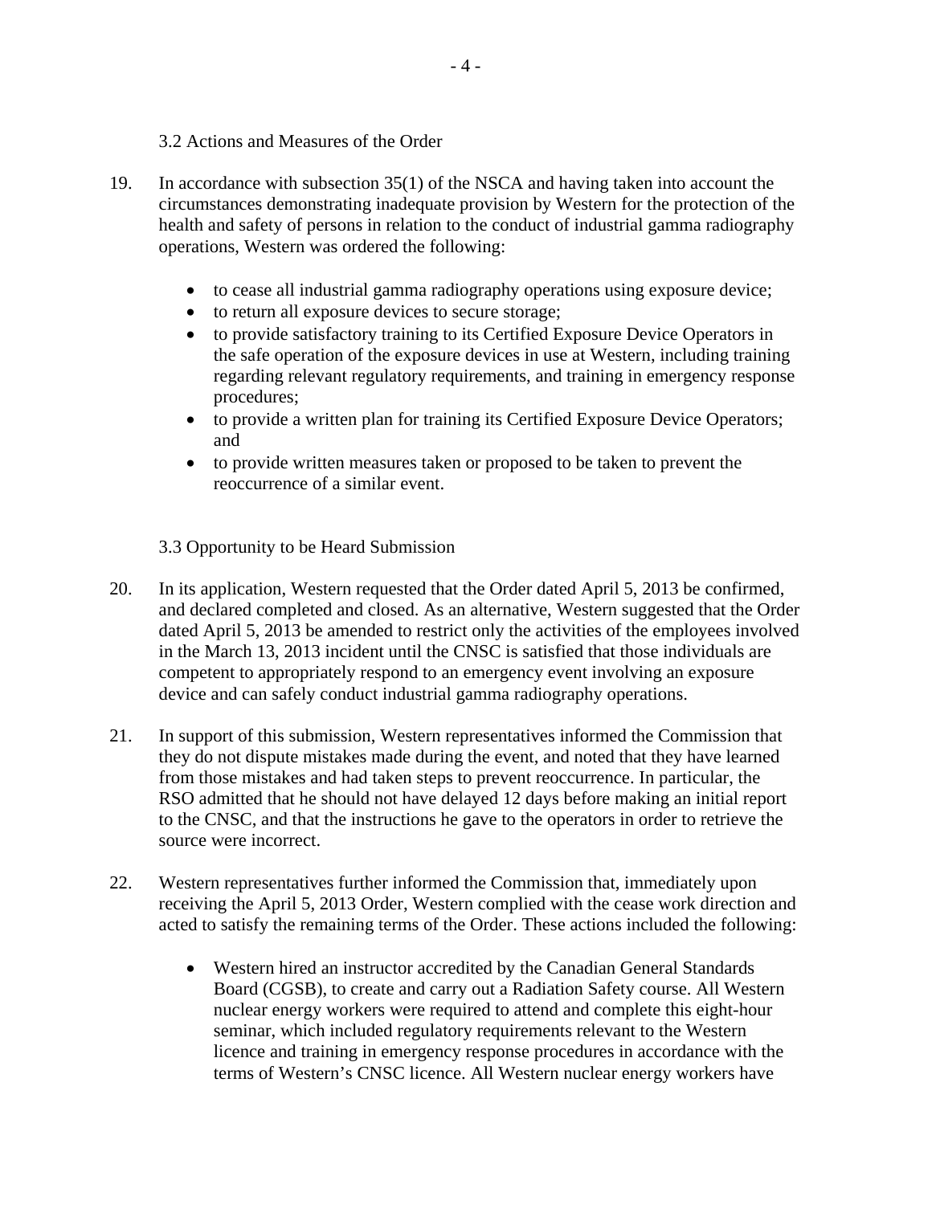### 3.2 Actions and Measures of the Order

19. In accordance with subsection 35(1) of the NSCA and having taken into account the circumstances demonstrating inadequate provision by Western for the protection of the health and safety of persons in relation to the conduct of industrial gamma radiography operations, Western was ordered the following:

    - to cease all industrial gamma radiography operations using exposure device;
    - to return all exposure devices to secure storage;
    - to provide satisfactory training to its Certified Exposure Device Operators in the safe operation of the exposure devices in use at Western, including training regarding relevant regulatory requirements, and training in emergency response procedures;
    - to provide a written plan for training its Certified Exposure Device Operators; and
    - to provide written measures taken or proposed to be taken to prevent the reoccurrence of a similar event.

### 3.3 Opportunity to be Heard Submission

20. In its application, Western requested that the Order dated April 5, 2013 be confirmed, and declared completed and closed. As an alternative, Western suggested that the Order dated April 5, 2013 be amended to restrict only the activities of the employees involved in the March 13, 2013 incident until the CNSC is satisfied that those individuals are competent to appropriately respond to an emergency event involving an exposure device and can safely conduct industrial gamma radiography operations.

21. In support of this submission, Western representatives informed the Commission that they do not dispute mistakes made during the event, and noted that they have learned from those mistakes and had taken steps to prevent reoccurrence. In particular, the RSO admitted that he should not have delayed 12 days before making an initial report to the CNSC, and that the instructions he gave to the operators in order to retrieve the source were incorrect.

22. Western representatives further informed the Commission that, immediately upon receiving the April 5, 2013 Order, Western complied with the cease work direction and acted to satisfy the remaining terms of the Order. These actions included the following:

    - Western hired an instructor accredited by the Canadian General Standards Board (CGSB), to create and carry out a Radiation Safety course. All Western nuclear energy workers were required to attend and complete this eight-hour seminar, which included regulatory requirements relevant to the Western licence and training in emergency response procedures in accordance with the terms of Western's CNSC licence. All Western nuclear energy workers have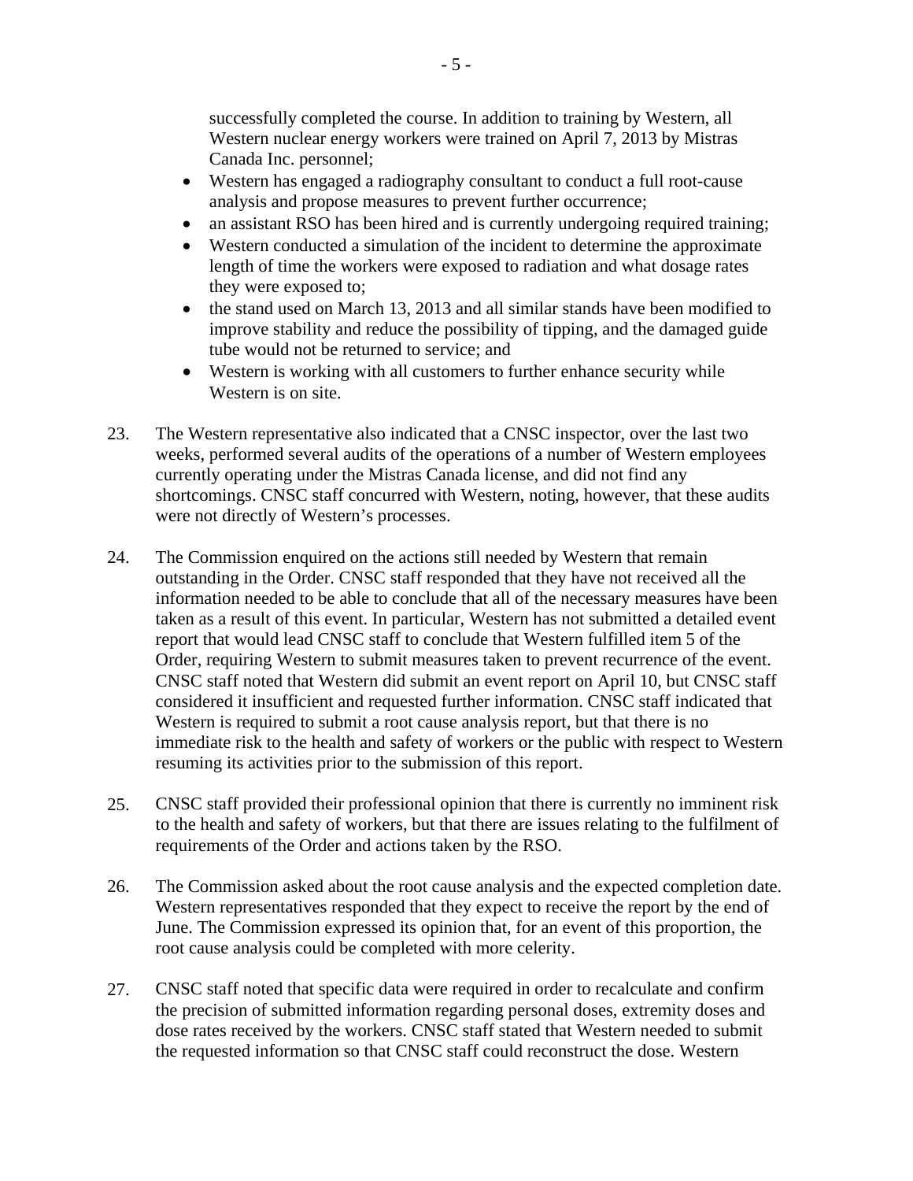successfully completed the course. In addition to training by Western, all Western nuclear energy workers were trained on April 7, 2013 by Mistras Canada Inc. personnel;

- Western has engaged a radiography consultant to conduct a full root-cause analysis and propose measures to prevent further occurrence;
- an assistant RSO has been hired and is currently undergoing required training;
- Western conducted a simulation of the incident to determine the approximate length of time the workers were exposed to radiation and what dosage rates they were exposed to;
- the stand used on March 13, 2013 and all similar stands have been modified to improve stability and reduce the possibility of tipping, and the damaged guide tube would not be returned to service; and
- Western is working with all customers to further enhance security while Western is on site.

23. The Western representative also indicated that a CNSC inspector, over the last two weeks, performed several audits of the operations of a number of Western employees currently operating under the Mistras Canada license, and did not find any shortcomings. CNSC staff concurred with Western, noting, however, that these audits were not directly of Western's processes.

24. The Commission enquired on the actions still needed by Western that remain outstanding in the Order. CNSC staff responded that they have not received all the information needed to be able to conclude that all of the necessary measures have been taken as a result of this event. In particular, Western has not submitted a detailed event report that would lead CNSC staff to conclude that Western fulfilled item 5 of the Order, requiring Western to submit measures taken to prevent recurrence of the event. CNSC staff noted that Western did submit an event report on April 10, but CNSC staff considered it insufficient and requested further information. CNSC staff indicated that Western is required to submit a root cause analysis report, but that there is no immediate risk to the health and safety of workers or the public with respect to Western resuming its activities prior to the submission of this report.

25. CNSC staff provided their professional opinion that there is currently no imminent risk to the health and safety of workers, but that there are issues relating to the fulfilment of requirements of the Order and actions taken by the RSO.

26. The Commission asked about the root cause analysis and the expected completion date. Western representatives responded that they expect to receive the report by the end of June. The Commission expressed its opinion that, for an event of this proportion, the root cause analysis could be completed with more celerity.

27. CNSC staff noted that specific data were required in order to recalculate and confirm the precision of submitted information regarding personal doses, extremity doses and dose rates received by the workers. CNSC staff stated that Western needed to submit the requested information so that CNSC staff could reconstruct the dose. Western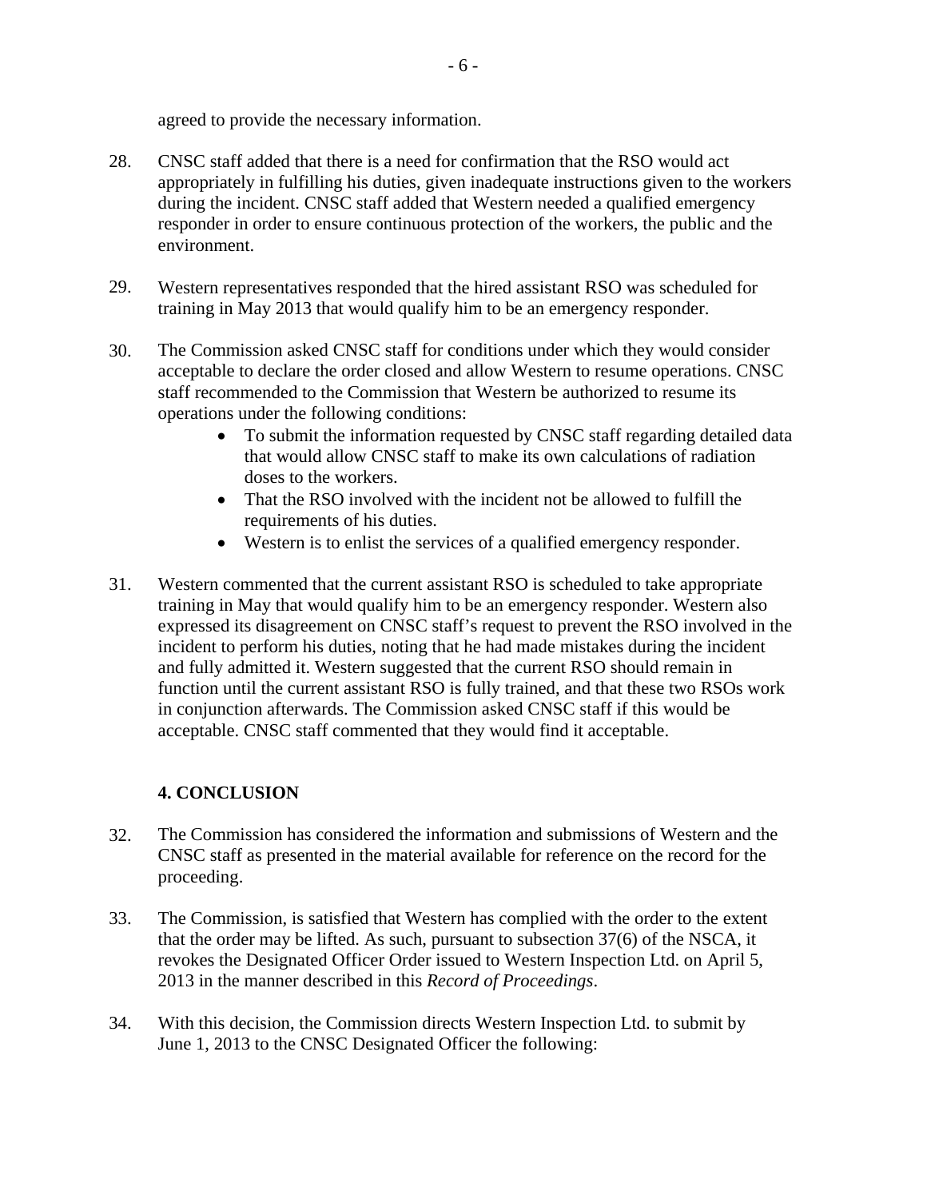agreed to provide the necessary information.

28. CNSC staff added that there is a need for confirmation that the RSO would act appropriately in fulfilling his duties, given inadequate instructions given to the workers during the incident. CNSC staff added that Western needed a qualified emergency responder in order to ensure continuous protection of the workers, the public and the environment.

29. Western representatives responded that the hired assistant RSO was scheduled for training in May 2013 that would qualify him to be an emergency responder.

30. The Commission asked CNSC staff for conditions under which they would consider acceptable to declare the order closed and allow Western to resume operations. CNSC staff recommended to the Commission that Western be authorized to resume its operations under the following conditions:
    - To submit the information requested by CNSC staff regarding detailed data that would allow CNSC staff to make its own calculations of radiation doses to the workers.
    - That the RSO involved with the incident not be allowed to fulfill the requirements of his duties.
    - Western is to enlist the services of a qualified emergency responder.

31. Western commented that the current assistant RSO is scheduled to take appropriate training in May that would qualify him to be an emergency responder. Western also expressed its disagreement on CNSC staff's request to prevent the RSO involved in the incident to perform his duties, noting that he had made mistakes during the incident and fully admitted it. Western suggested that the current RSO should remain in function until the current assistant RSO is fully trained, and that these two RSOs work in conjunction afterwards. The Commission asked CNSC staff if this would be acceptable. CNSC staff commented that they would find it acceptable.

## 4. CONCLUSION

32. The Commission has considered the information and submissions of Western and the CNSC staff as presented in the material available for reference on the record for the proceeding.

33. The Commission, is satisfied that Western has complied with the order to the extent that the order may be lifted. As such, pursuant to subsection 37(6) of the NSCA, it revokes the Designated Officer Order issued to Western Inspection Ltd. on April 5, 2013 in the manner described in this *Record of Proceedings*.

34. With this decision, the Commission directs Western Inspection Ltd. to submit by June 1, 2013 to the CNSC Designated Officer the following: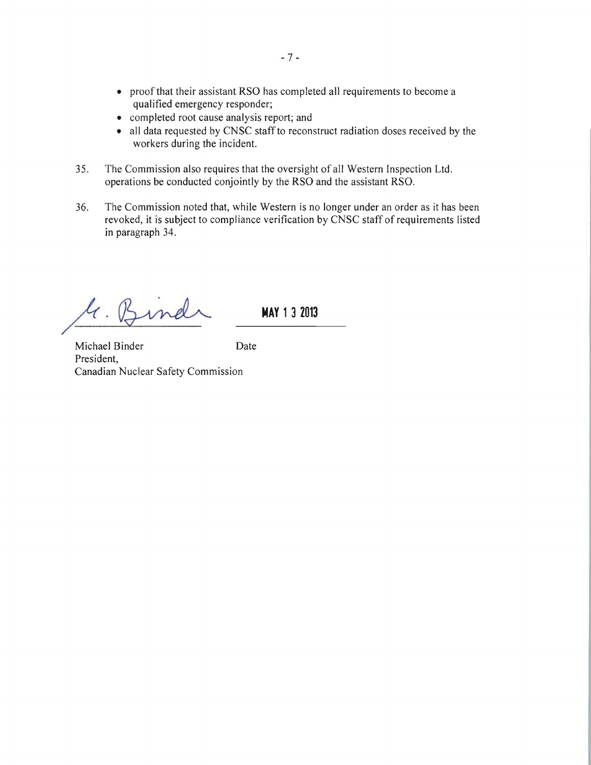- proof that their assistant RSO has completed all requirements to become a qualified emergency responder;
- completed root cause analysis report; and
- all data requested by CNSC staff to reconstruct radiation doses received by the workers during the incident.

35. The Commission also requires that the oversight of all Western Inspection Ltd. operations be conducted conjointly by the RSO and the assistant RSO.

36. The Commission noted that, while Western is no longer under an order as it has been revoked, it is subject to compliance verification by CNSC staff of requirements listed in paragraph 34.

M. Binder

MAY 1 3 2013

Michael Binder
President,
Canadian Nuclear Safety Commission

Date